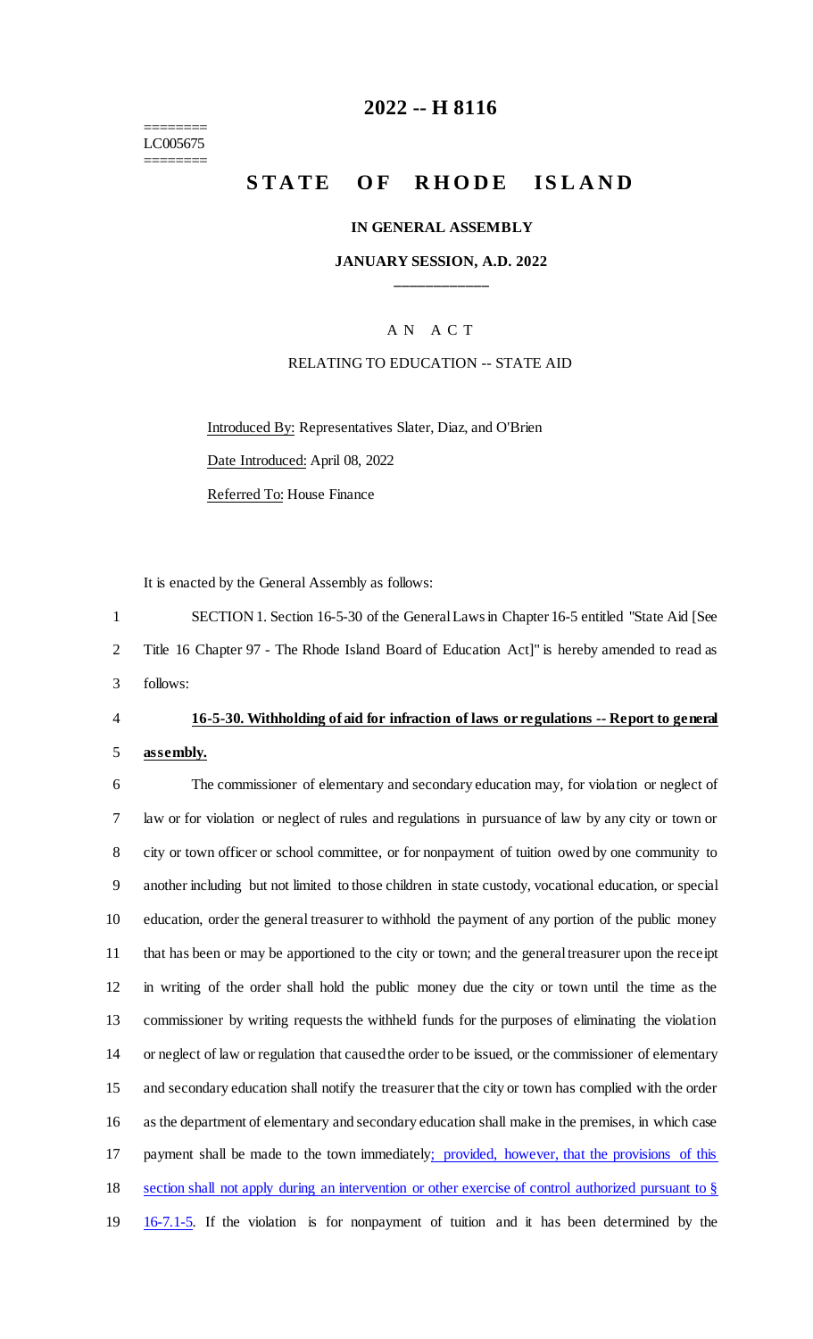========
LC005675
========

# 2022 -- H 8116

# STATE OF RHODE ISLAND

## IN GENERAL ASSEMBLY

### JANUARY SESSION, A.D. 2022

A N A C T

RELATING TO EDUCATION -- STATE AID

Introduced By: Representatives Slater, Diaz, and O'Brien

Date Introduced: April 08, 2022

Referred To: House Finance

It is enacted by the General Assembly as follows:

1 SECTION 1. Section 16-5-30 of the General Laws in Chapter 16-5 entitled "State Aid [See
2 Title 16 Chapter 97 - The Rhode Island Board of Education Act]" is hereby amended to read as
3 follows:

4 **16-5-30. Withholding of aid for infraction of laws or regulations -- Report to general**
5 **assembly.**

6 The commissioner of elementary and secondary education may, for violation or neglect of
7 law or for violation or neglect of rules and regulations in pursuance of law by any city or town or
8 city or town officer or school committee, or for nonpayment of tuition owed by one community to
9 another including but not limited to those children in state custody, vocational education, or special
10 education, order the general treasurer to withhold the payment of any portion of the public money
11 that has been or may be apportioned to the city or town; and the general treasurer upon the receipt
12 in writing of the order shall hold the public money due the city or town until the time as the
13 commissioner by writing requests the withheld funds for the purposes of eliminating the violation
14 or neglect of law or regulation that caused the order to be issued, or the commissioner of elementary
15 and secondary education shall notify the treasurer that the city or town has complied with the order
16 as the department of elementary and secondary education shall make in the premises, in which case
17 payment shall be made to the town immediately; provided, however, that the provisions of this
18 section shall not apply during an intervention or other exercise of control authorized pursuant to §
19 16-7.1-5. If the violation is for nonpayment of tuition and it has been determined by the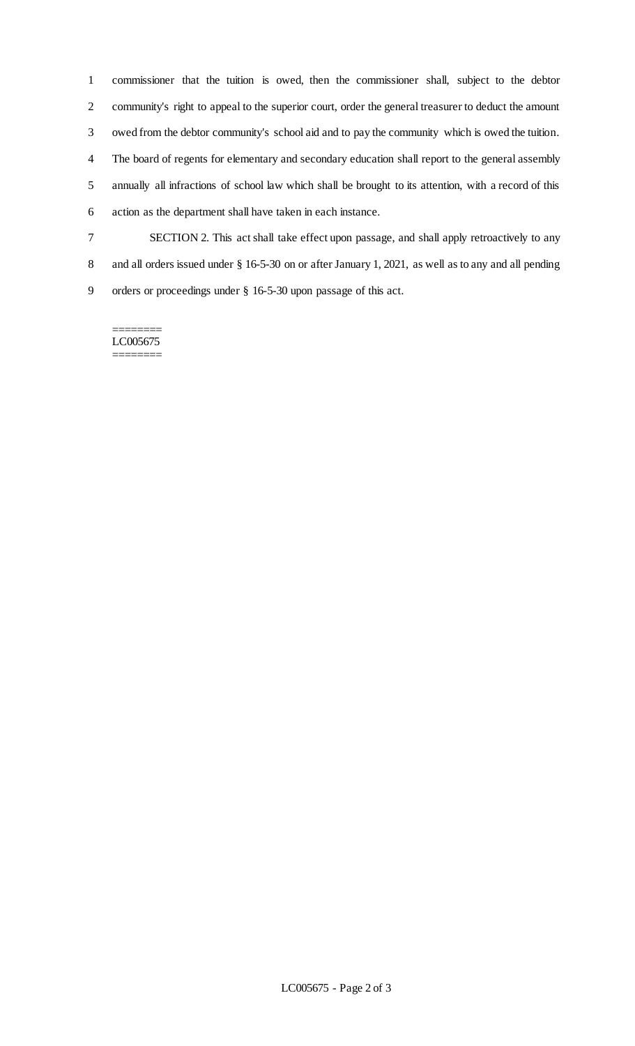commissioner that the tuition is owed, then the commissioner shall, subject to the debtor community's right to appeal to the superior court, order the general treasurer to deduct the amount owed from the debtor community's school aid and to pay the community which is owed the tuition. The board of regents for elementary and secondary education shall report to the general assembly annually all infractions of school law which shall be brought to its attention, with a record of this action as the department shall have taken in each instance.

SECTION 2. This act shall take effect upon passage, and shall apply retroactively to any and all orders issued under § 16-5-30 on or after January 1, 2021, as well as to any and all pending orders or proceedings under § 16-5-30 upon passage of this act.

========
LC005675
========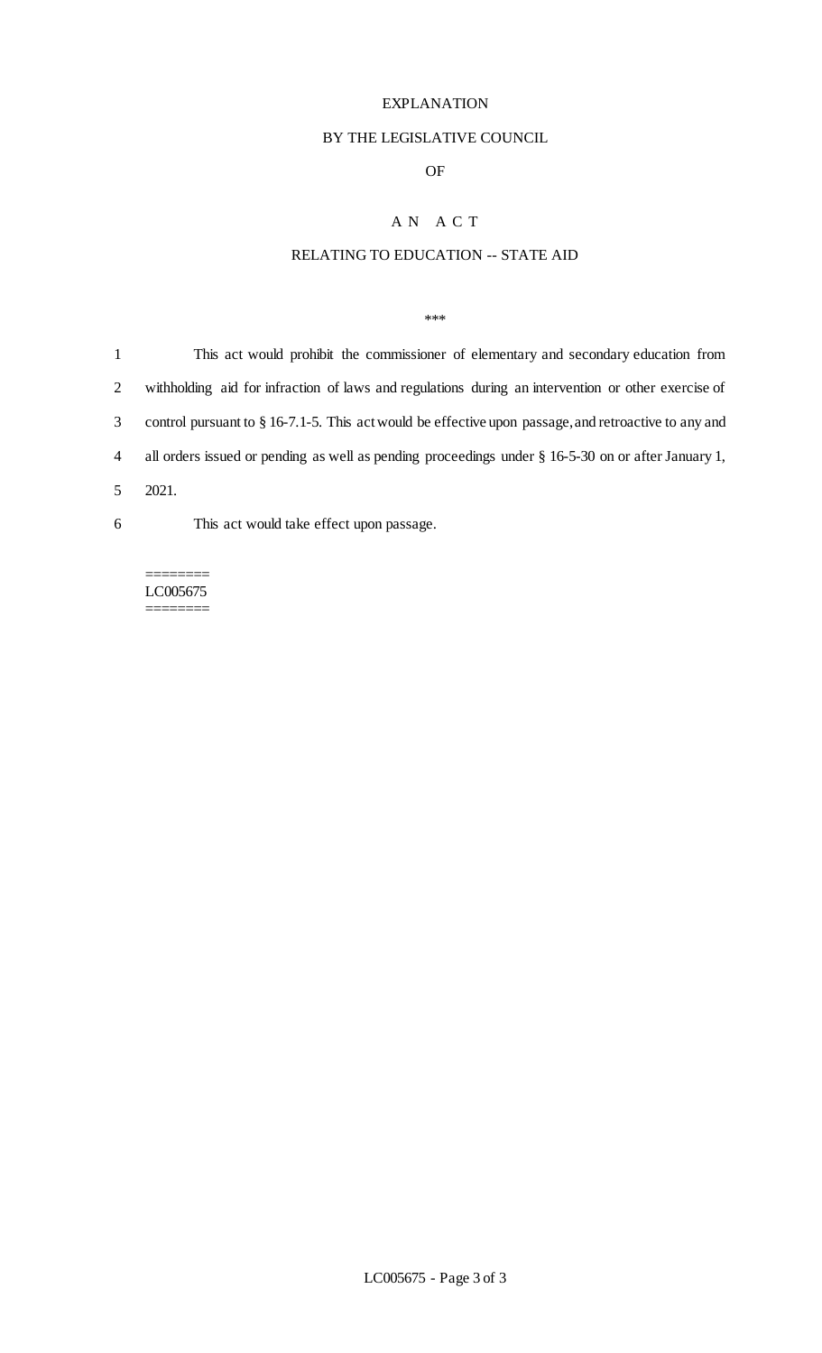EXPLANATION

BY THE LEGISLATIVE COUNCIL

OF

A N A C T

RELATING TO EDUCATION -- STATE AID

\*\*\*

This act would prohibit the commissioner of elementary and secondary education from withholding aid for infraction of laws and regulations during an intervention or other exercise of control pursuant to § 16-7.1-5. This act would be effective upon passage, and retroactive to any and all orders issued or pending as well as pending proceedings under § 16-5-30 on or after January 1, 2021.

This act would take effect upon passage.

========
LC005675
========